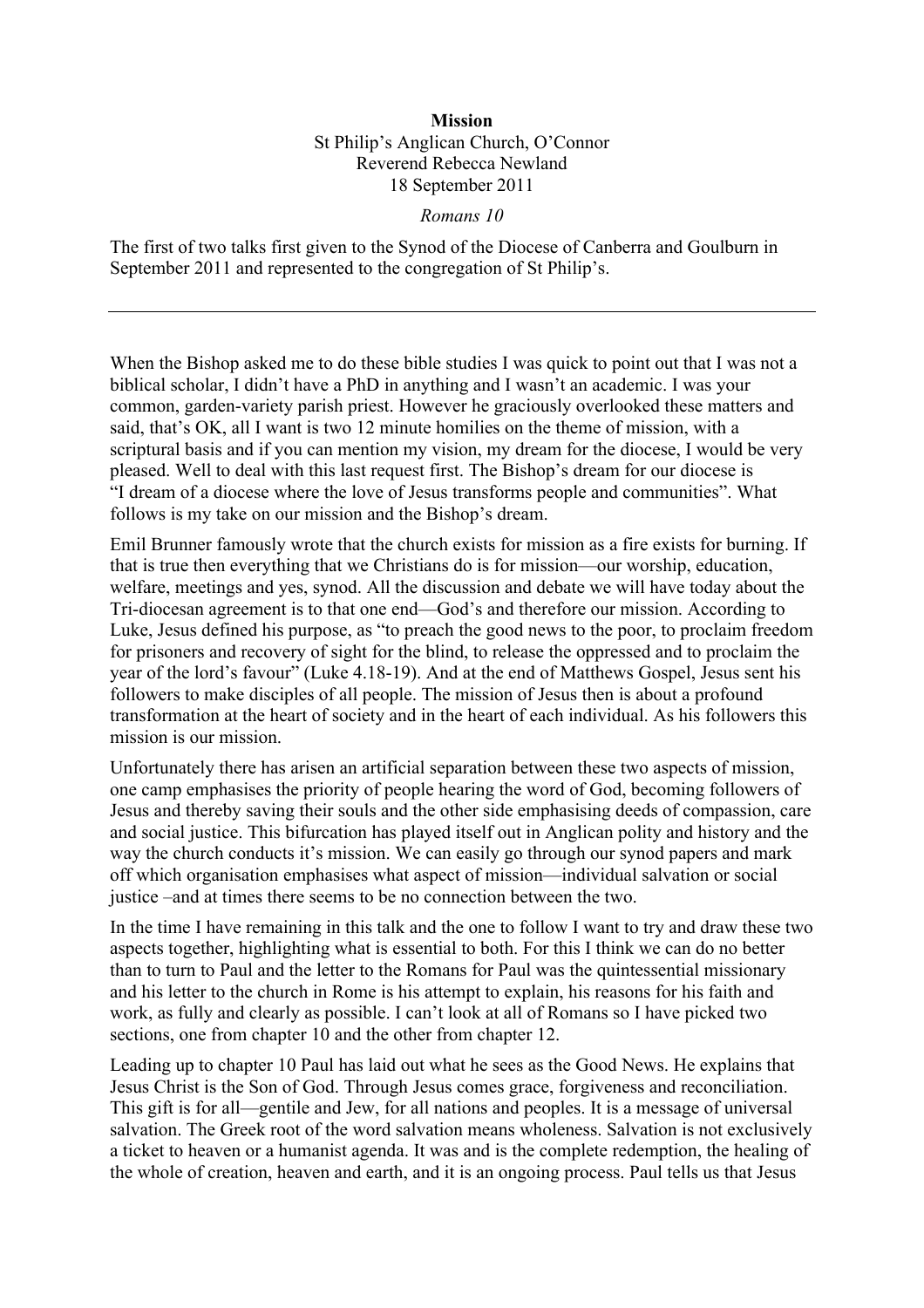**Mission**

St Philip's Anglican Church, O'Connor
Reverend Rebecca Newland
18 September 2011

*Romans 10*

The first of two talks first given to the Synod of the Diocese of Canberra and Goulburn in September 2011 and represented to the congregation of St Philip's.

---

When the Bishop asked me to do these bible studies I was quick to point out that I was not a biblical scholar, I didn't have a PhD in anything and I wasn't an academic. I was your common, garden-variety parish priest. However he graciously overlooked these matters and said, that's OK, all I want is two 12 minute homilies on the theme of mission, with a scriptural basis and if you can mention my vision, my dream for the diocese, I would be very pleased. Well to deal with this last request first. The Bishop's dream for our diocese is "I dream of a diocese where the love of Jesus transforms people and communities". What follows is my take on our mission and the Bishop's dream.

Emil Brunner famously wrote that the church exists for mission as a fire exists for burning. If that is true then everything that we Christians do is for mission—our worship, education, welfare, meetings and yes, synod. All the discussion and debate we will have today about the Tri-diocesan agreement is to that one end—God's and therefore our mission. According to Luke, Jesus defined his purpose, as "to preach the good news to the poor, to proclaim freedom for prisoners and recovery of sight for the blind, to release the oppressed and to proclaim the year of the lord's favour" (Luke 4.18-19). And at the end of Matthews Gospel, Jesus sent his followers to make disciples of all people. The mission of Jesus then is about a profound transformation at the heart of society and in the heart of each individual. As his followers this mission is our mission.

Unfortunately there has arisen an artificial separation between these two aspects of mission, one camp emphasises the priority of people hearing the word of God, becoming followers of Jesus and thereby saving their souls and the other side emphasising deeds of compassion, care and social justice. This bifurcation has played itself out in Anglican polity and history and the way the church conducts it's mission. We can easily go through our synod papers and mark off which organisation emphasises what aspect of mission—individual salvation or social justice –and at times there seems to be no connection between the two.

In the time I have remaining in this talk and the one to follow I want to try and draw these two aspects together, highlighting what is essential to both. For this I think we can do no better than to turn to Paul and the letter to the Romans for Paul was the quintessential missionary and his letter to the church in Rome is his attempt to explain, his reasons for his faith and work, as fully and clearly as possible. I can't look at all of Romans so I have picked two sections, one from chapter 10 and the other from chapter 12.

Leading up to chapter 10 Paul has laid out what he sees as the Good News. He explains that Jesus Christ is the Son of God. Through Jesus comes grace, forgiveness and reconciliation. This gift is for all—gentile and Jew, for all nations and peoples. It is a message of universal salvation. The Greek root of the word salvation means wholeness. Salvation is not exclusively a ticket to heaven or a humanist agenda. It was and is the complete redemption, the healing of the whole of creation, heaven and earth, and it is an ongoing process. Paul tells us that Jesus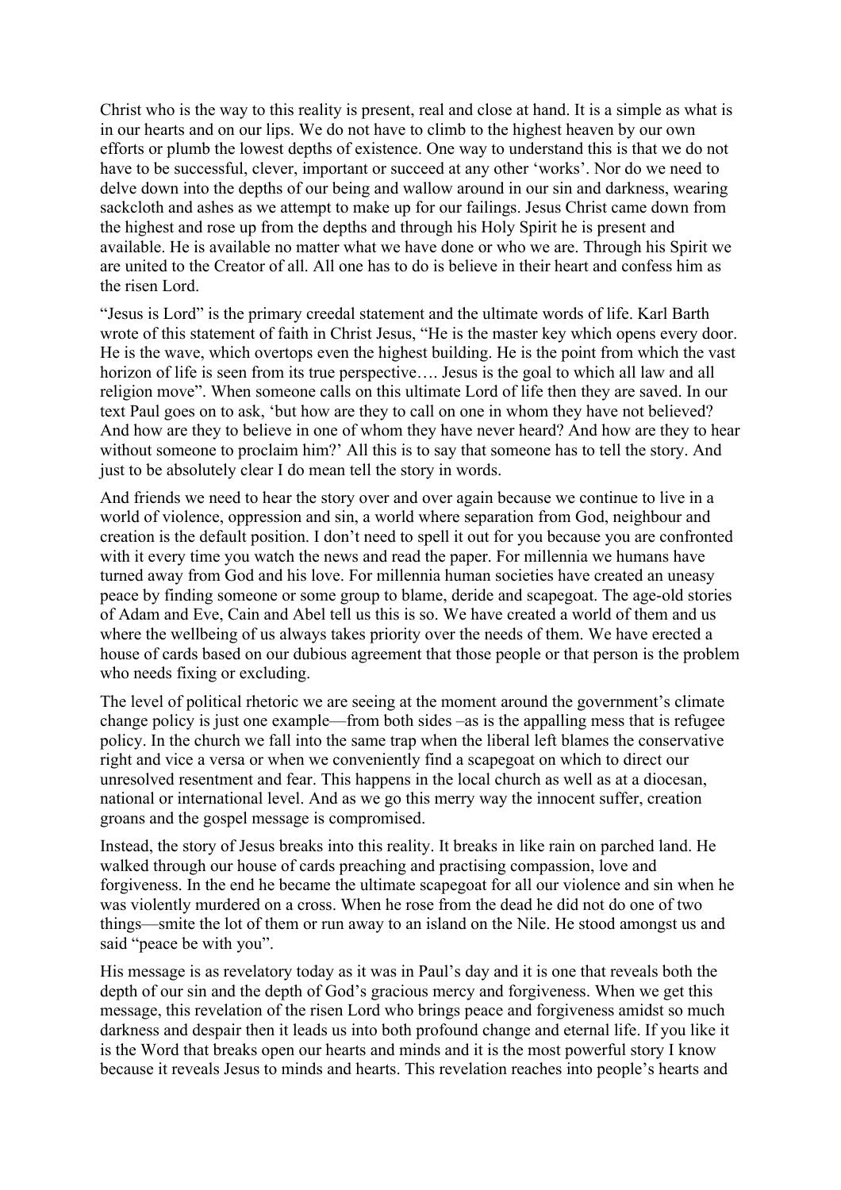Christ who is the way to this reality is present, real and close at hand. It is a simple as what is in our hearts and on our lips. We do not have to climb to the highest heaven by our own efforts or plumb the lowest depths of existence. One way to understand this is that we do not have to be successful, clever, important or succeed at any other 'works'. Nor do we need to delve down into the depths of our being and wallow around in our sin and darkness, wearing sackcloth and ashes as we attempt to make up for our failings. Jesus Christ came down from the highest and rose up from the depths and through his Holy Spirit he is present and available. He is available no matter what we have done or who we are. Through his Spirit we are united to the Creator of all. All one has to do is believe in their heart and confess him as the risen Lord.

"Jesus is Lord" is the primary creedal statement and the ultimate words of life. Karl Barth wrote of this statement of faith in Christ Jesus, "He is the master key which opens every door. He is the wave, which overtops even the highest building. He is the point from which the vast horizon of life is seen from its true perspective…. Jesus is the goal to which all law and all religion move". When someone calls on this ultimate Lord of life then they are saved. In our text Paul goes on to ask, 'but how are they to call on one in whom they have not believed? And how are they to believe in one of whom they have never heard? And how are they to hear without someone to proclaim him?' All this is to say that someone has to tell the story. And just to be absolutely clear I do mean tell the story in words.

And friends we need to hear the story over and over again because we continue to live in a world of violence, oppression and sin, a world where separation from God, neighbour and creation is the default position. I don't need to spell it out for you because you are confronted with it every time you watch the news and read the paper. For millennia we humans have turned away from God and his love. For millennia human societies have created an uneasy peace by finding someone or some group to blame, deride and scapegoat. The age-old stories of Adam and Eve, Cain and Abel tell us this is so. We have created a world of them and us where the wellbeing of us always takes priority over the needs of them. We have erected a house of cards based on our dubious agreement that those people or that person is the problem who needs fixing or excluding.

The level of political rhetoric we are seeing at the moment around the government's climate change policy is just one example—from both sides –as is the appalling mess that is refugee policy. In the church we fall into the same trap when the liberal left blames the conservative right and vice a versa or when we conveniently find a scapegoat on which to direct our unresolved resentment and fear. This happens in the local church as well as at a diocesan, national or international level. And as we go this merry way the innocent suffer, creation groans and the gospel message is compromised.

Instead, the story of Jesus breaks into this reality. It breaks in like rain on parched land. He walked through our house of cards preaching and practising compassion, love and forgiveness. In the end he became the ultimate scapegoat for all our violence and sin when he was violently murdered on a cross. When he rose from the dead he did not do one of two things—smite the lot of them or run away to an island on the Nile. He stood amongst us and said "peace be with you".

His message is as revelatory today as it was in Paul's day and it is one that reveals both the depth of our sin and the depth of God's gracious mercy and forgiveness. When we get this message, this revelation of the risen Lord who brings peace and forgiveness amidst so much darkness and despair then it leads us into both profound change and eternal life. If you like it is the Word that breaks open our hearts and minds and it is the most powerful story I know because it reveals Jesus to minds and hearts. This revelation reaches into people's hearts and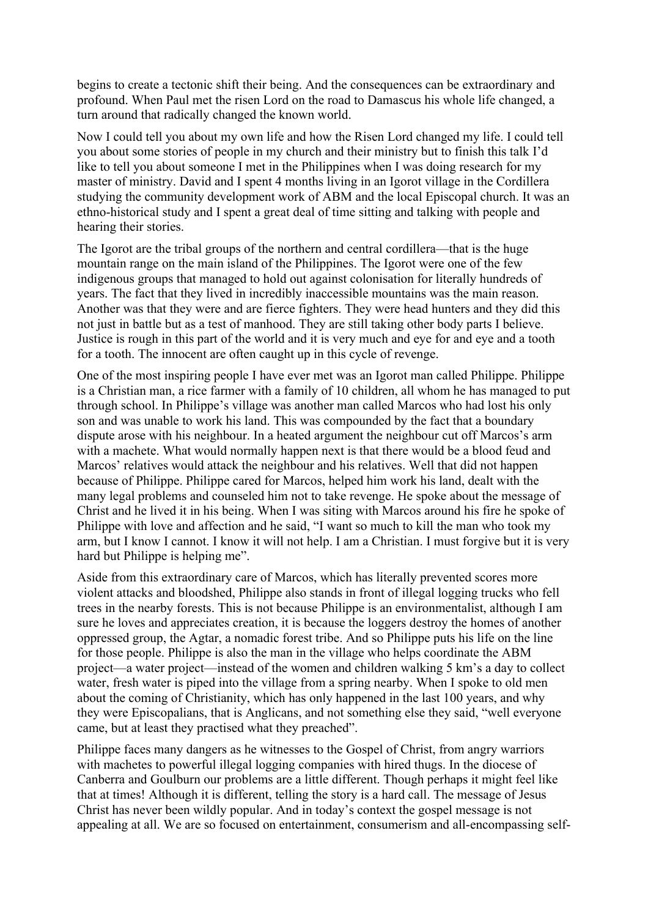begins to create a tectonic shift their being. And the consequences can be extraordinary and profound. When Paul met the risen Lord on the road to Damascus his whole life changed, a turn around that radically changed the known world.

Now I could tell you about my own life and how the Risen Lord changed my life. I could tell you about some stories of people in my church and their ministry but to finish this talk I'd like to tell you about someone I met in the Philippines when I was doing research for my master of ministry. David and I spent 4 months living in an Igorot village in the Cordillera studying the community development work of ABM and the local Episcopal church. It was an ethno-historical study and I spent a great deal of time sitting and talking with people and hearing their stories.

The Igorot are the tribal groups of the northern and central cordillera—that is the huge mountain range on the main island of the Philippines. The Igorot were one of the few indigenous groups that managed to hold out against colonisation for literally hundreds of years. The fact that they lived in incredibly inaccessible mountains was the main reason. Another was that they were and are fierce fighters. They were head hunters and they did this not just in battle but as a test of manhood. They are still taking other body parts I believe. Justice is rough in this part of the world and it is very much and eye for and eye and a tooth for a tooth. The innocent are often caught up in this cycle of revenge.

One of the most inspiring people I have ever met was an Igorot man called Philippe. Philippe is a Christian man, a rice farmer with a family of 10 children, all whom he has managed to put through school. In Philippe's village was another man called Marcos who had lost his only son and was unable to work his land. This was compounded by the fact that a boundary dispute arose with his neighbour. In a heated argument the neighbour cut off Marcos's arm with a machete. What would normally happen next is that there would be a blood feud and Marcos' relatives would attack the neighbour and his relatives. Well that did not happen because of Philippe. Philippe cared for Marcos, helped him work his land, dealt with the many legal problems and counseled him not to take revenge. He spoke about the message of Christ and he lived it in his being. When I was siting with Marcos around his fire he spoke of Philippe with love and affection and he said, "I want so much to kill the man who took my arm, but I know I cannot. I know it will not help. I am a Christian. I must forgive but it is very hard but Philippe is helping me".

Aside from this extraordinary care of Marcos, which has literally prevented scores more violent attacks and bloodshed, Philippe also stands in front of illegal logging trucks who fell trees in the nearby forests. This is not because Philippe is an environmentalist, although I am sure he loves and appreciates creation, it is because the loggers destroy the homes of another oppressed group, the Agtar, a nomadic forest tribe. And so Philippe puts his life on the line for those people. Philippe is also the man in the village who helps coordinate the ABM project—a water project—instead of the women and children walking 5 km's a day to collect water, fresh water is piped into the village from a spring nearby. When I spoke to old men about the coming of Christianity, which has only happened in the last 100 years, and why they were Episcopalians, that is Anglicans, and not something else they said, "well everyone came, but at least they practised what they preached".

Philippe faces many dangers as he witnesses to the Gospel of Christ, from angry warriors with machetes to powerful illegal logging companies with hired thugs. In the diocese of Canberra and Goulburn our problems are a little different. Though perhaps it might feel like that at times! Although it is different, telling the story is a hard call. The message of Jesus Christ has never been wildly popular. And in today's context the gospel message is not appealing at all. We are so focused on entertainment, consumerism and all-encompassing self-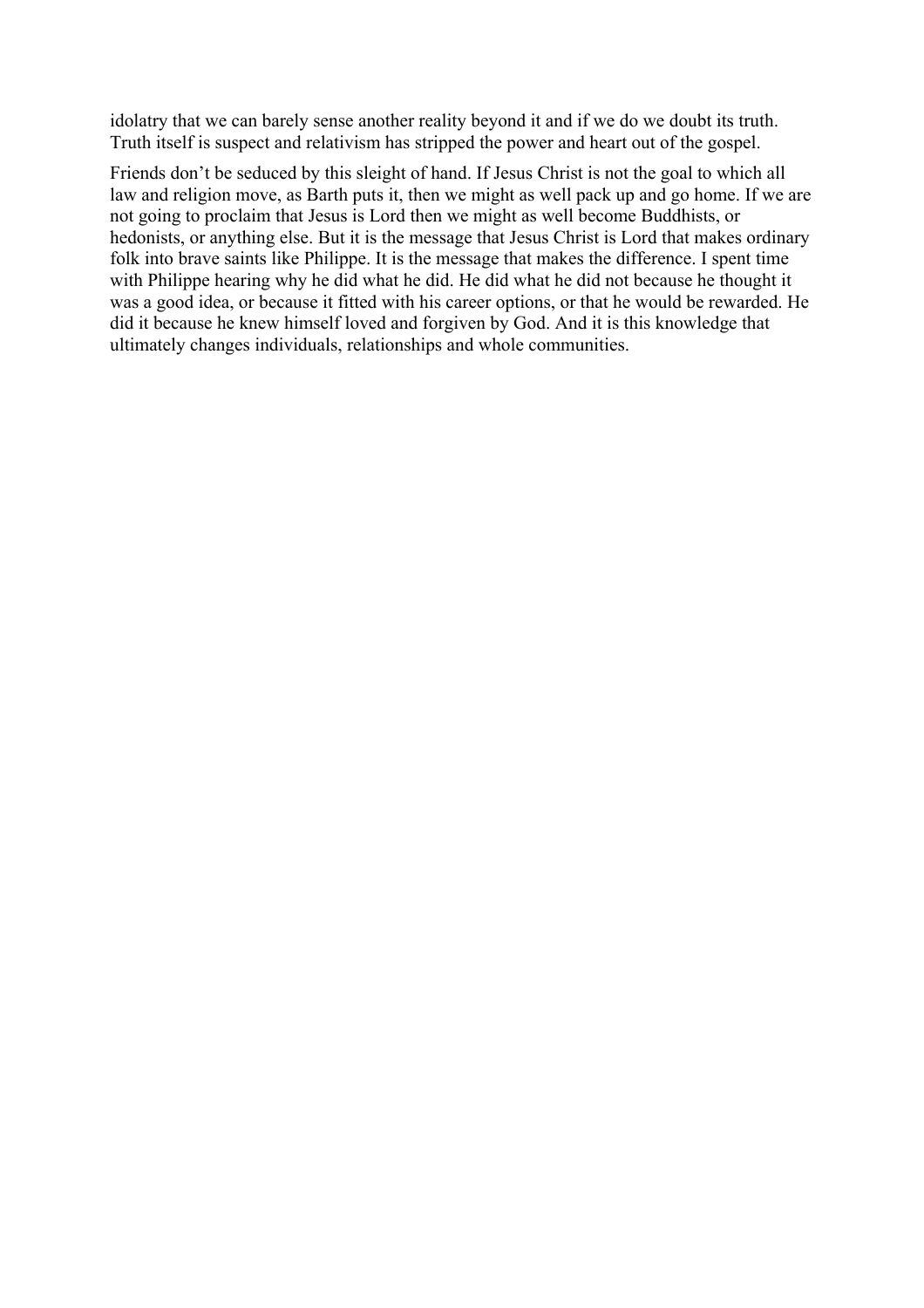idolatry that we can barely sense another reality beyond it and if we do we doubt its truth. Truth itself is suspect and relativism has stripped the power and heart out of the gospel.

Friends don't be seduced by this sleight of hand. If Jesus Christ is not the goal to which all law and religion move, as Barth puts it, then we might as well pack up and go home. If we are not going to proclaim that Jesus is Lord then we might as well become Buddhists, or hedonists, or anything else. But it is the message that Jesus Christ is Lord that makes ordinary folk into brave saints like Philippe. It is the message that makes the difference. I spent time with Philippe hearing why he did what he did. He did what he did not because he thought it was a good idea, or because it fitted with his career options, or that he would be rewarded. He did it because he knew himself loved and forgiven by God. And it is this knowledge that ultimately changes individuals, relationships and whole communities.